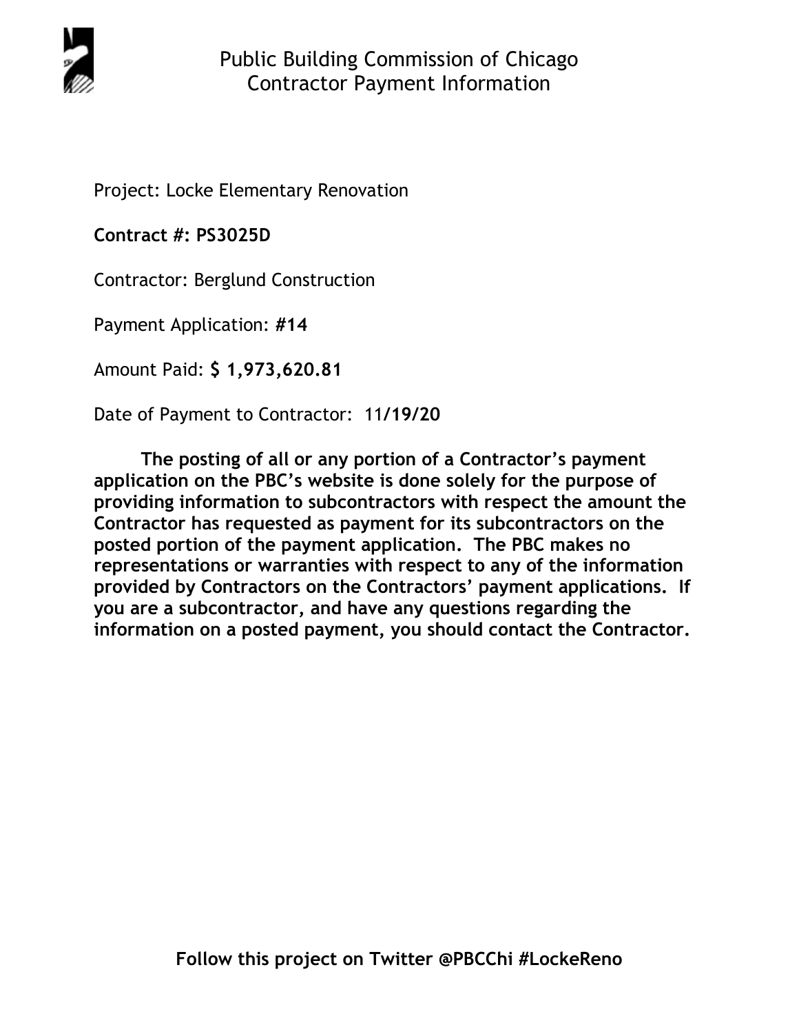# Public Building Commission of Chicago
## Contractor Payment Information

Project: Locke Elementary Renovation

**Contract #: PS3025D**

Contractor: Berglund Construction

Payment Application: **#14**

Amount Paid: **$ 1,973,620.81**

Date of Payment to Contractor: 11**/19/20**

**The posting of all or any portion of a Contractor's payment application on the PBC's website is done solely for the purpose of providing information to subcontractors with respect the amount the Contractor has requested as payment for its subcontractors on the posted portion of the payment application. The PBC makes no representations or warranties with respect to any of the information provided by Contractors on the Contractors' payment applications. If you are a subcontractor, and have any questions regarding the information on a posted payment, you should contact the Contractor.**

**Follow this project on Twitter @PBCChi #LockeReno**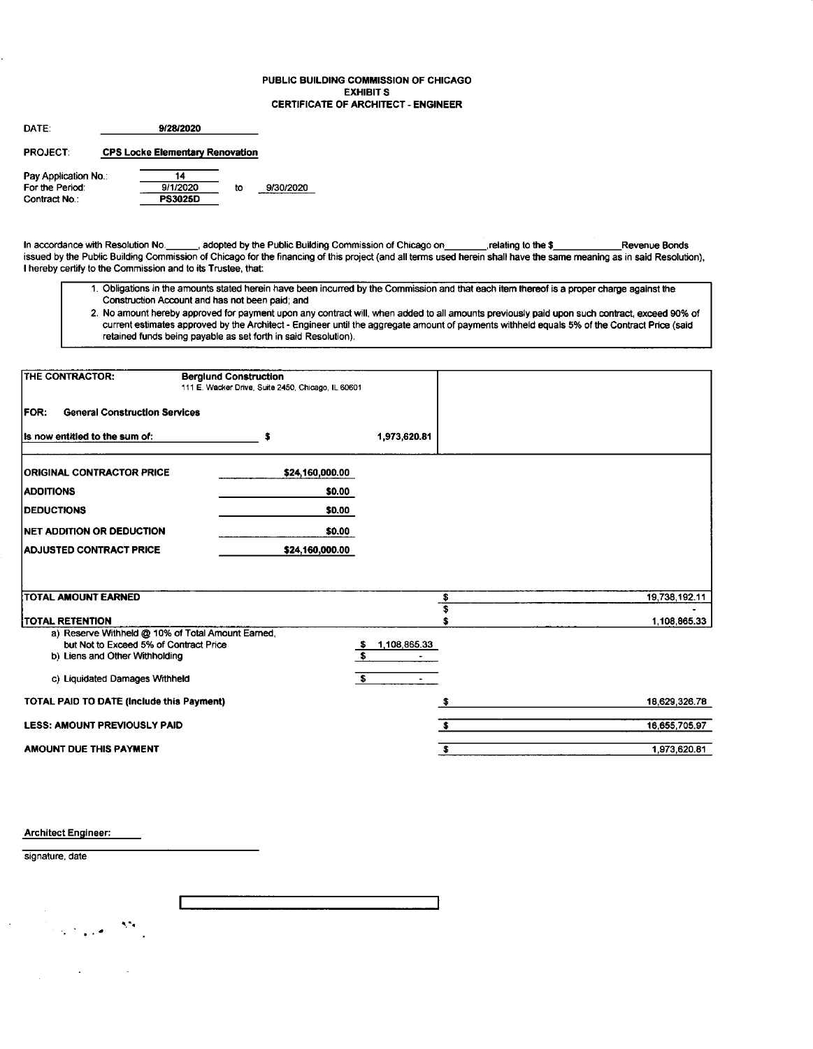**PUBLIC BUILDING COMMISSION OF CHICAGO**
**EXHIBIT S**
**CERTIFICATE OF ARCHITECT - ENGINEER**

DATE: **9/28/2020**

PROJECT: **CPS Locke Elementary Renovation**

| | | | |
|---|---|---|---|
| Pay Application No.: | 14 | | |
| For the Period: | 9/1/2020 | to | 9/30/2020 |
| Contract No.: | PS3025D | | |

In accordance with Resolution No.______, adopted by the Public Building Commission of Chicago on________,relating to the $____________Revenue Bonds issued by the Public Building Commission of Chicago for the financing of this project (and all terms used herein shall have the same meaning as in said Resolution), I hereby certify to the Commission and to its Trustee, that:

1. Obligations in the amounts stated herein have been incurred by the Commission and that each item thereof is a proper charge against the Construction Account and has not been paid; and
2. No amount hereby approved for payment upon any contract will, when added to all amounts previously paid upon such contract, exceed 90% of current estimates approved by the Architect - Engineer until the aggregate amount of payments withheld equals 5% of the Contract Price (said retained funds being payable as set forth in said Resolution).

**THE CONTRACTOR:** **Berglund Construction**
111 E. Wacker Drive, Suite 2450, Chicago, IL 60601

**FOR: General Construction Services**

**Is now entitled to the sum of:** $ 1,973,620.81

| | |
|---|---|
| **ORIGINAL CONTRACTOR PRICE** | $24,160,000.00 |
| **ADDITIONS** | $0.00 |
| **DEDUCTIONS** | $0.00 |
| **NET ADDITION OR DEDUCTION** | $0.00 |
| **ADJUSTED CONTRACT PRICE** | $24,160,000.00 |

| | | |
|---|---|---|
| **TOTAL AMOUNT EARNED** | | $ 19,738,192.11 |
| | | $ - |
| **TOTAL RETENTION** | | $ 1,108,865.33 |
| a) Reserve Withheld @ 10% of Total Amount Earned, but Not to Exceed 5% of Contract Price | $ 1,108,865.33 | |
| b) Liens and Other Withholding | $ - | |
| c) Liquidated Damages Withheld | $ - | |
| **TOTAL PAID TO DATE (Include this Payment)** | | $ 18,629,326.78 |
| **LESS: AMOUNT PREVIOUSLY PAID** | | $ 16,655,705.97 |
| **AMOUNT DUE THIS PAYMENT** | | $ 1,973,620.81 |

Architect Engineer:

signature, date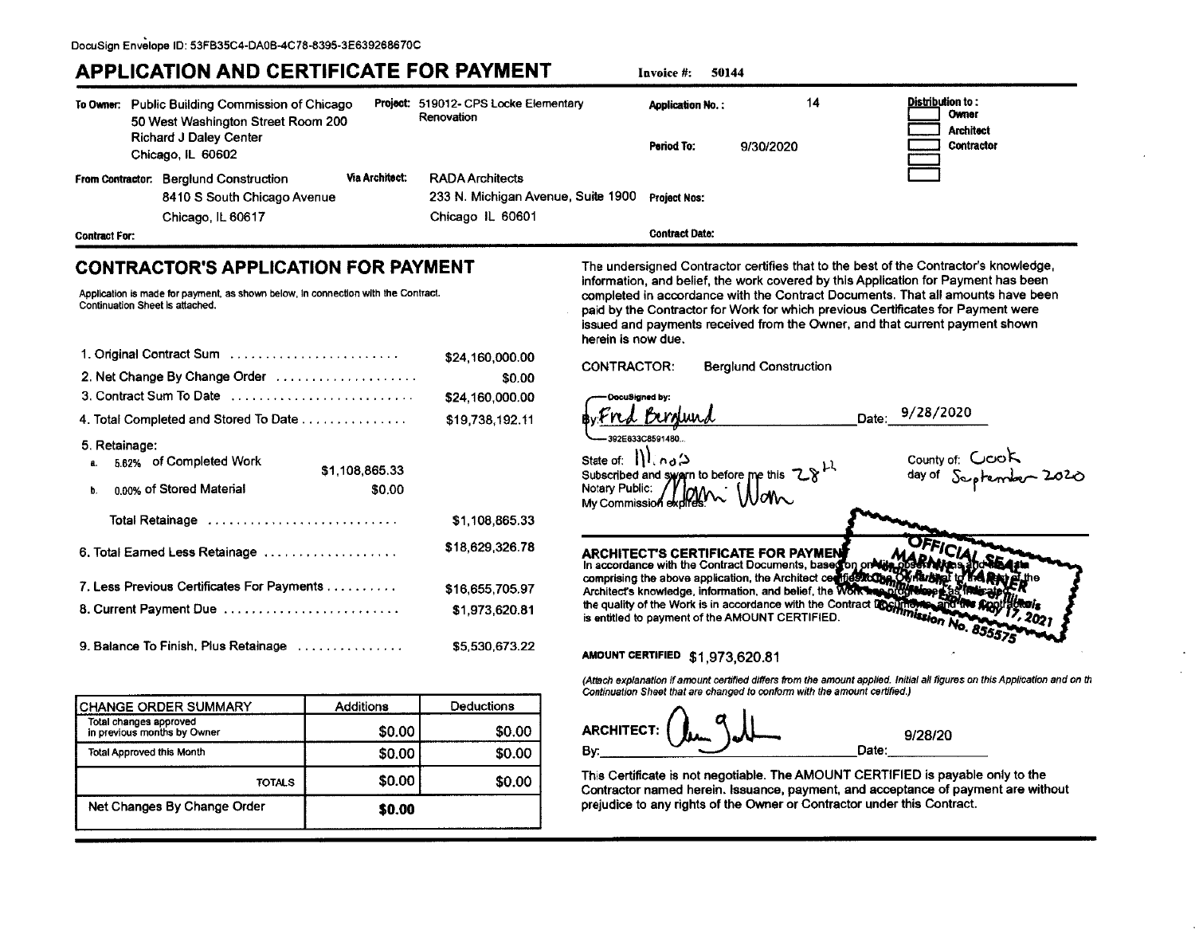DocuSign Envelope ID: 53FB35C4-DA0B-4C78-8395-3E639268670C

# APPLICATION AND CERTIFICATE FOR PAYMENT

**Invoice #:** 50144

**To Owner:** Public Building Commission of Chicago
50 West Washington Street Room 200
Richard J Daley Center
Chicago, IL 60602

**Project:** 519012- CPS Locke Elementary Renovation

**Application No.:** 14

**Period To:** 9/30/2020

**Distribution to:**
- [ ] Owner
- [ ] Architect
- [ ] Contractor
- [ ]
- [ ]

**From Contractor:** Berglund Construction
8410 S South Chicago Avenue
Chicago, IL 60617

**Via Architect:** RADA Architects
233 N. Michigan Avenue, Suite 1900
Chicago IL 60601

**Project Nos:**

**Contract For:**

**Contract Date:**

## CONTRACTOR'S APPLICATION FOR PAYMENT

Application is made for payment, as shown below, in connection with the Contract.
Continuation Sheet is attached.

| | | |
|---|---|---|
| 1. Original Contract Sum | | $24,160,000.00 |
| 2. Net Change By Change Order | | $0.00 |
| 3. Contract Sum To Date | | $24,160,000.00 |
| 4. Total Completed and Stored To Date | | $19,738,192.11 |
| 5. Retainage: | | |
| a. 5.62% of Completed Work | $1,108,865.33 | |
| b. 0.00% of Stored Material | $0.00 | |
| Total Retainage | | $1,108,865.33 |
| 6. Total Earned Less Retainage | | $18,629,326.78 |
| 7. Less Previous Certificates For Payments | | $16,655,705.97 |
| 8. Current Payment Due | | $1,973,620.81 |
| 9. Balance To Finish, Plus Retainage | | $5,530,673.22 |

| CHANGE ORDER SUMMARY | Additions | Deductions |
|---|---|---|
| Total changes approved in previous months by Owner | $0.00 | $0.00 |
| Total Approved this Month | $0.00 | $0.00 |
| TOTALS | $0.00 | $0.00 |
| Net Changes By Change Order | $0.00 | |

The undersigned Contractor certifies that to the best of the Contractor's knowledge, information, and belief, the work covered by this Application for Payment has been completed in accordance with the Contract Documents. That all amounts have been paid by the Contractor for Work for which previous Certificates for Payment were issued and payments received from the Owner, and that current payment shown herein is now due.

CONTRACTOR: Berglund Construction

DocuSigned by:
By: Fred Berglund Date: 9/28/2020
392E633C8591480...

State of: Illinois County of: Cook
Subscribed and sworn to before me this 28th day of September 2020
Notary Public: Marni Warner
My Commission expires:

OFFICIAL SEAL
MARNI WARNER
Notary Public, State of Illinois
My Commission Expires May 17, 2021
Commission No. 855575

## ARCHITECT'S CERTIFICATE FOR PAYMENT

In accordance with the Contract Documents, based on on-site observations and the data comprising the above application, the Architect certifies to the Owner that to the best of the Architect's knowledge, information, and belief, the Work has progressed as indicated, the quality of the Work is in accordance with the Contract Documents, and the Contractor is entitled to payment of the AMOUNT CERTIFIED.

**AMOUNT CERTIFIED** $1,973,620.81

*(Attach explanation if amount certified differs from the amount applied. Initial all figures on this Application and on the Continuation Sheet that are changed to conform with the amount certified.)*

ARCHITECT:
By: [signature] Date: 9/28/20

This Certificate is not negotiable. The AMOUNT CERTIFIED is payable only to the Contractor named herein. Issuance, payment, and acceptance of payment are without prejudice to any rights of the Owner or Contractor under this Contract.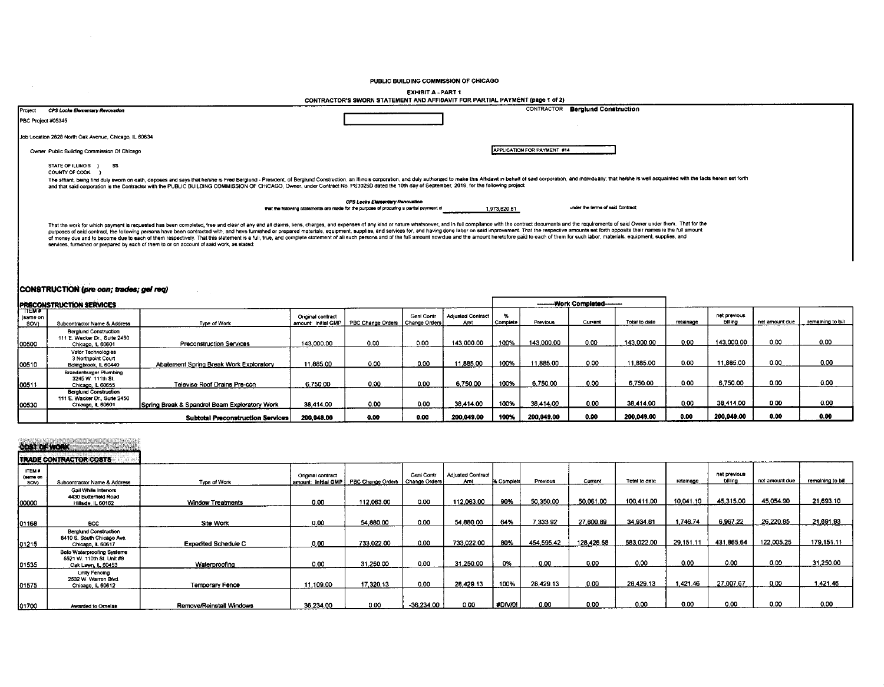PUBLIC BUILDING COMMISSION OF CHICAGO

EXHIBIT A - PART 1

CONTRACTOR'S SWORN STATEMENT AND AFFIDAVIT FOR PARTIAL PAYMENT (page 1 of 2)

Project *CPS Locke Elementary Renovation*

CONTRACTOR **Berglund Construction**

PBC Project #05345

Job Location 2828 North Oak Avenue, Chicago, IL 60634

Owner Public Building Commission Of Chicago

APPLICATION FOR PAYMENT #14

STATE OF ILLINOIS ) SS
COUNTY OF COOK )

The affiant, being first duly sworn on oath, deposes and says that he/she is Fred Berglund - President, of Berglund Construction, an Illinois corporation, and duly authorized to make this Affidavit in behalf of said corporation, and individually; that he/she is well acquainted with the facts herein set forth and that said corporation is the Contractor with the PUBLIC BUILDING COMMISSION OF CHICAGO, Owner, under Contract No. PS3025D dated the 10th day of September, 2019, for the following project

*CPS Locke Elementary Renovation*

that the following statements are made for the purpose of procuring a partial payment of 1,973,620.81 under the terms of said Contract;

That the work for which payment is requested has been completed, free and clear of any and all claims, liens, charges, and expenses of any kind or nature whatsoever, and in full compliance with the contract documents and the requirements of said Owner under them. That for the purposes of said contract, the following persons have been contracted with, and have furnished or prepared materials, equipment, supplies, and services for, and having done labor on said improvement. That the respective amounts set forth opposite their names is the full amount of money due and to become due to each of them respectively. That this statement is a full, true, and complete statement of all such persons and of the full amount now due and the amount heretofore paid to each of them for such labor, materials, equipment, supplies, and services, furnished or prepared by each of them to or on account of said work, as stated:

## CONSTRUCTION *(pre con; trades; gel req)*

### PRECONSTRUCTION SERVICES

| ITEM # (same on SOV) | Subcontractor Name & Address | Type of Work | Original contract amount: Initial GMP | PBC Change Orders | Genl Contr Change Orders | Adjusted Contract Amt | % Complete | Work Completed: Previous | Current | Total to date | retainage | net previous billing | net amount due | remaining to bill |
|---|---|---|---|---|---|---|---|---|---|---|---|---|---|---|
| 00500 | Berglund Construction 111 E. Wacker Dr., Suite 2450 Chicago, IL 60601 | Preconstruction Services | 143,000.00 | 0.00 | 0.00 | 143,000.00 | 100% | 143,000.00 | 0.00 | 143,000.00 | 0.00 | 143,000.00 | 0.00 | 0.00 |
| 00510 | Valor Technologies 3 Northpoint Court Bolingbrook, IL 60440 | Abatement Spring Break Work Exploratory | 11,885.00 | 0.00 | 0.00 | 11,885.00 | 100% | 11,885.00 | 0.00 | 11,885.00 | 0.00 | 11,885.00 | 0.00 | 0.00 |
| 00511 | Brandenburger Plumbing 3245 W. 111th St. Chicago, IL 60655 | Televise Roof Drains Pre-con | 6,750.00 | 0.00 | 0.00 | 6,750.00 | 100% | 6,750.00 | 0.00 | 6,750.00 | 0.00 | 6,750.00 | 0.00 | 0.00 |
| 00530 | Berglund Construction 111 E. Wacker Dr., Suite 2450 Chicago, IL 60601 | Spring Break & Spandrel Beam Exploratory Work | 38,414.00 | 0.00 | 0.00 | 38,414.00 | 100% | 38,414.00 | 0.00 | 38,414.00 | 0.00 | 38,414.00 | 0.00 | 0.00 |
| | | **Subtotal Preconstruction Services** | **200,049.00** | **0.00** | **0.00** | **200,049.00** | **100%** | **200,049.00** | **0.00** | **200,049.00** | **0.00** | **200,049.00** | **0.00** | **0.00** |

### COST OF WORK

#### TRADE CONTRACTOR COSTS

| ITEM # (same on SOV) | Subcontractor Name & Address | Type of Work | Original contract amount: Initial GMP | PBC Change Orders | Genl Contr Change Orders | Adjusted Contract Amt | % Complete | Previous | Current | Total to date | retainage | net previous billing | net amount due | remaining to bill |
|---|---|---|---|---|---|---|---|---|---|---|---|---|---|---|
| 00000 | Gail White Interiors 4430 Butterfield Road Hillside, IL 60162 | Window Treatments | 0.00 | 112,063.00 | 0.00 | 112,063.00 | 90% | 50,350.00 | 50,061.00 | 100,411.00 | 10,041.10 | 45,315.00 | 45,054.90 | 21,693.10 |
| 01168 | BCC | Site Work | 0.00 | 54,880.00 | 0.00 | 54,880.00 | 64% | 7,333.92 | 27,600.89 | 34,934.81 | 1,746.74 | 6,967.22 | 26,220.85 | 21,691.93 |
| 01215 | Berglund Construction 8410 S. South Chicago Ave. Chicago, IL 60617 | Expedited Schedule C | 0.00 | 733,022.00 | 0.00 | 733,022.00 | 80% | 454,595.42 | 128,426.58 | 583,022.00 | 29,151.11 | 431,865.64 | 122,005.25 | 179,151.11 |
| 01535 | Bofo Waterproofing Systems 5521 W. 110th St. Unit #9 Oak Lawn, IL 60453 | Waterproofing | 0.00 | 31,250.00 | 0.00 | 31,250.00 | 0% | 0.00 | 0.00 | 0.00 | 0.00 | 0.00 | 0.00 | 31,250.00 |
| 01575 | Unity Fencing 2532 W. Warren Blvd. Chicago, IL 60612 | Temporary Fence | 11,109.00 | 17,320.13 | 0.00 | 28,429.13 | 100% | 28,429.13 | 0.00 | 28,429.13 | 1,421.46 | 27,007.67 | 0.00 | 1,421.46 |
| 01700 | Awarded to Ornelas | Remove/Reinstall Windows | 36,234.00 | 0.00 | -36,234.00 | 0.00 | #DIV/0! | 0.00 | 0.00 | 0.00 | 0.00 | 0.00 | 0.00 | 0.00 |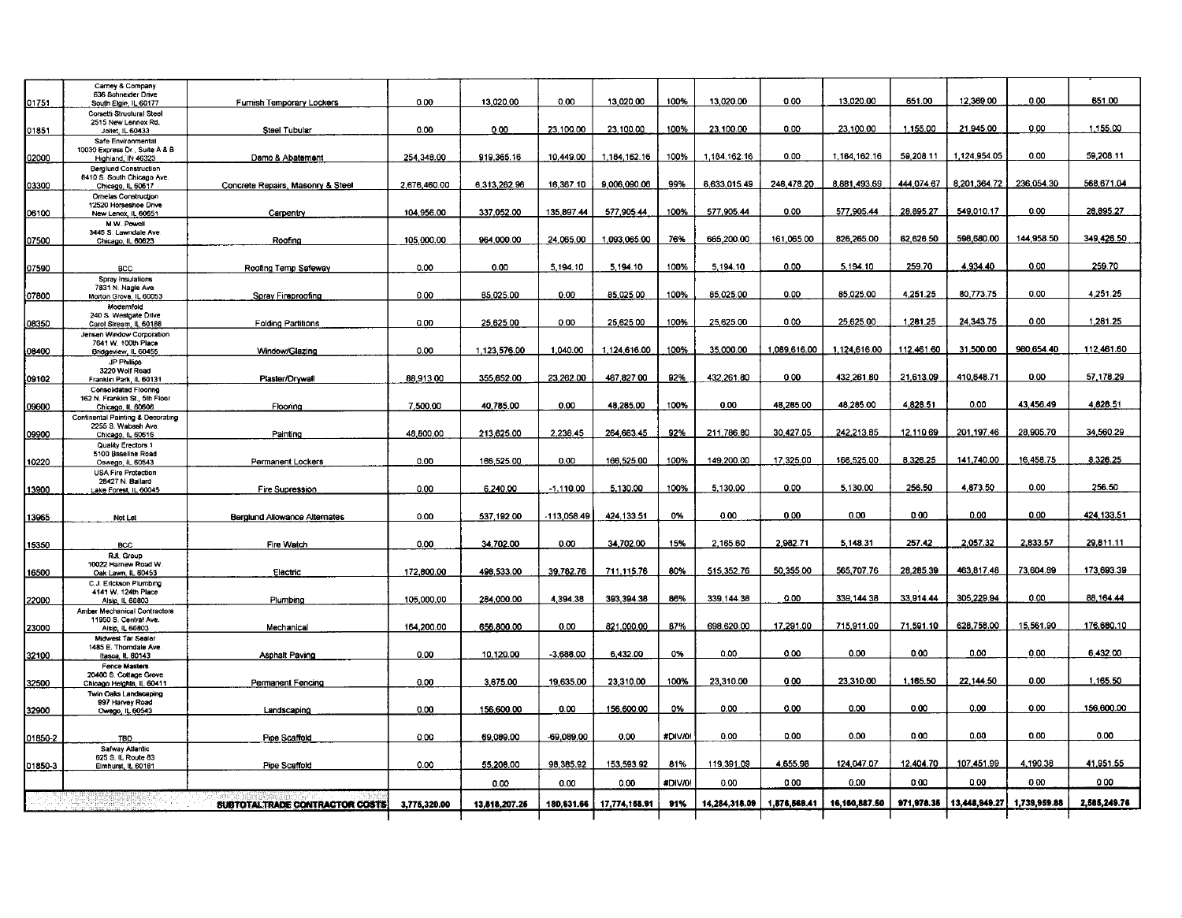| | | | | | | | | | | | | | |
|---|---|---|---|---|---|---|---|---|---|---|---|---|---|
| 01751 | Carney & Company 636 Schneider Drive South Elgin, IL 60177 | Furnish Temporary Lockers | 0.00 | 13,020.00 | 0.00 | 13,020.00 | 100% | 13,020.00 | 0.00 | 13,020.00 | 651.00 | 12,369.00 | 0.00 | 651.00 |
| 01851 | Corsetti Structural Steel 2515 New Lennox Rd. Joliet, IL 60433 | Steel Tubular | 0.00 | 0.00 | 23,100.00 | 23,100.00 | 100% | 23,100.00 | 0.00 | 23,100.00 | 1,155.00 | 21,945.00 | 0.00 | 1,155.00 |
| 02000 | Safe Environmental 10030 Express Dr., Suite A & B Highland, IN 46323 | Demo & Abatement | 254,348.00 | 919,365.16 | 10,449.00 | 1,184,162.16 | 100% | 1,184,162.16 | 0.00 | 1,184,162.16 | 59,208.11 | 1,124,954.05 | 0.00 | 59,208.11 |
| 03300 | Berglund Construction 8410 S. South Chicago Ave. Chicago, IL 60617 | Concrete Repairs, Masonry & Steel | 2,676,460.00 | 6,313,262.96 | 16,367.10 | 9,006,090.06 | 99% | 8,633,015.49 | 248,478.20 | 8,881,493.69 | 444,074.67 | 8,201,364.72 | 236,054.30 | 568,671.04 |
| 06100 | Ornelas Construction 12520 Horseshoe Drive New Lenox, IL 60651 | Carpentry | 104,956.00 | 337,052.00 | 135,897.44 | 577,905.44 | 100% | 577,905.44 | 0.00 | 577,905.44 | 28,895.27 | 549,010.17 | 0.00 | 28,895.27 |
| 07500 | M.W. Powell 3445 S. Lawndale Ave Chicago, IL 60623 | Roofing | 105,000.00 | 964,000.00 | 24,065.00 | 1,093,065.00 | 76% | 665,200.00 | 161,065.00 | 826,265.00 | 82,626.50 | 598,680.00 | 144,958.50 | 349,426.50 |
| 07590 | BCC | Roofing Temp Safeway | 0.00 | 0.00 | 5,194.10 | 5,194.10 | 100% | 5,194.10 | 0.00 | 5,194.10 | 259.70 | 4,934.40 | 0.00 | 259.70 |
| 07800 | Spray Insulations 7831 N. Nagle Ave Morton Grove, IL 60053 | Spray Fireproofing | 0.00 | 85,025.00 | 0.00 | 85,025.00 | 100% | 85,025.00 | 0.00 | 85,025.00 | 4,251.25 | 80,773.75 | 0.00 | 4,251.25 |
| 08350 | Modernfold 240 S. Westgate Drive Carol Stream, IL 60188 | Folding Partitions | 0.00 | 25,625.00 | 0.00 | 25,625.00 | 100% | 25,625.00 | 0.00 | 25,625.00 | 1,281.25 | 24,343.75 | 0.00 | 1,281.25 |
| 08400 | Jensen Window Corporation 7641 W. 100th Place Bridgeview, IL 60455 | Window/Glazing | 0.00 | 1,123,576.00 | 1,040.00 | 1,124,616.00 | 100% | 35,000.00 | 1,089,616.00 | 1,124,616.00 | 112,461.60 | 31,500.00 | 980,654.40 | 112,461.60 |
| 09102 | JP Phillips 3220 Wolf Road Franklin Park, IL 60131 | Plaster/Drywall | 88,913.00 | 355,652.00 | 23,262.00 | 467,827.00 | 92% | 432,261.80 | 0.00 | 432,261.80 | 21,613.09 | 410,648.71 | 0.00 | 57,178.29 |
| 09600 | Consolidated Flooring 162 N. Franklin St., 5th Floor Chicago, IL 60606 | Flooring | 7,500.00 | 40,785.00 | 0.00 | 48,285.00 | 100% | 0.00 | 48,285.00 | 48,285.00 | 4,828.51 | 0.00 | 43,456.49 | 4,828.51 |
| 09900 | Continental Painting & Decorating 2255 S. Wabash Ave. Chicago, IL 60616 | Painting | 48,800.00 | 213,625.00 | 2,238.45 | 264,663.45 | 92% | 211,786.80 | 30,427.05 | 242,213.85 | 12,110.69 | 201,197.46 | 28,905.70 | 34,560.29 |
| 10220 | Quality Erectors 1 5100 Baseline Road Oswego, IL 60543 | Permanent Lockers | 0.00 | 166,525.00 | 0.00 | 166,525.00 | 100% | 149,200.00 | 17,325.00 | 166,525.00 | 8,326.25 | 141,740.00 | 16,458.75 | 8,326.25 |
| 13900 | USA Fire Protection 28427 N. Ballard Lake Forest, IL 60045 | Fire Supression | 0.00 | 6,240.00 | -1,110.00 | 5,130.00 | 100% | 5,130.00 | 0.00 | 5,130.00 | 256.50 | 4,873.50 | 0.00 | 256.50 |
| 13965 | Not Let | Berglund Allowance Alternates | 0.00 | 537,192.00 | -113,058.49 | 424,133.51 | 0% | 0.00 | 0.00 | 0.00 | 0.00 | 0.00 | 0.00 | 424,133.51 |
| 15350 | BCC | Fire Watch | 0.00 | 34,702.00 | 0.00 | 34,702.00 | 15% | 2,165.60 | 2,982.71 | 5,148.31 | 257.42 | 2,057.32 | 2,833.57 | 29,811.11 |
| 16500 | RJL Group 10022 Harnew Road W. Oak Lawn, IL 60453 | Electric | 172,800.00 | 498,533.00 | 39,782.76 | 711,115.76 | 80% | 515,352.76 | 50,355.00 | 565,707.76 | 28,285.39 | 463,817.48 | 73,604.89 | 173,693.39 |
| 22000 | C.J. Erickson Plumbing 4141 W. 124th Place Alsip, IL 60803 | Plumbing | 105,000.00 | 284,000.00 | 4,394.38 | 393,394.38 | 86% | 339,144.38 | 0.00 | 339,144.38 | 33,914.44 | 305,229.94 | 0.00 | 88,164.44 |
| 23000 | Amber Mechanical Contractors 11950 S. Central Ave. Alsip, IL 60803 | Mechanical | 164,200.00 | 656,800.00 | 0.00 | 821,000.00 | 87% | 698,620.00 | 17,291.00 | 715,911.00 | 71,591.10 | 628,758.00 | 15,561.90 | 176,680.10 |
| 32100 | Midwest Tar Sealer 1485 E. Thorndale Ave Itasca, IL 60143 | Asphalt Paving | 0.00 | 10,120.00 | -3,688.00 | 6,432.00 | 0% | 0.00 | 0.00 | 0.00 | 0.00 | 0.00 | 0.00 | 6,432.00 |
| 32500 | Fence Masters 20400 S. Cottage Grove Chicago Heights, IL 60411 | Permanent Fencing | 0.00 | 3,675.00 | 19,635.00 | 23,310.00 | 100% | 23,310.00 | 0.00 | 23,310.00 | 1,165.50 | 22,144.50 | 0.00 | 1,165.50 |
| 32900 | Twin Oaks Landscaping 997 Harvey Road Oswego, IL 60543 | Landscaping | 0.00 | 156,600.00 | 0.00 | 156,600.00 | 0% | 0.00 | 0.00 | 0.00 | 0.00 | 0.00 | 0.00 | 156,600.00 |
| 01850-2 | TBD | Pipe Scaffold | 0.00 | 69,089.00 | -69,089.00 | 0.00 | #DIV/0! | 0.00 | 0.00 | 0.00 | 0.00 | 0.00 | 0.00 | 0.00 |
| 01850-3 | Safway Atlantic 625 S. IL Route 83 Elmhurst, IL 60181 | Pipe Scaffold | 0.00 | 55,208.00 | 98,385.92 | 153,593.92 | 81% | 119,391.09 | 4,655.98 | 124,047.07 | 12,404.70 | 107,451.99 | 4,190.38 | 41,951.55 |
| | | | | 0.00 | 0.00 | 0.00 | #DIV/0! | 0.00 | 0.00 | 0.00 | 0.00 | 0.00 | 0.00 | 0.00 |
| | | **SUBTOTAL TRADE CONTRACTOR COSTS** | **3,775,320.00** | **13,818,207.25** | **180,631.66** | **17,774,158.91** | **91%** | **14,284,318.09** | **1,876,569.41** | **16,160,887.50** | **971,978.35** | **13,448,949.27** | **1,739,959.88** | **2,585,249.76** |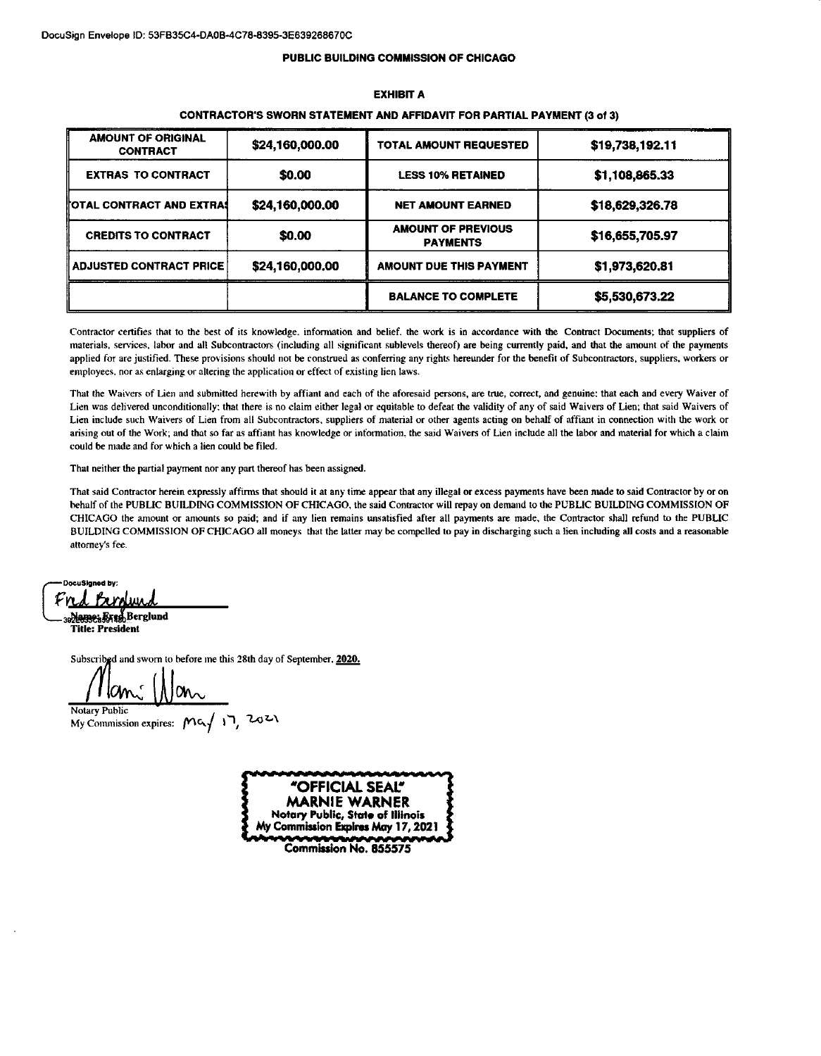DocuSign Envelope ID: 53FB35C4-DA0B-4C78-8395-3E639268670C

**PUBLIC BUILDING COMMISSION OF CHICAGO**

**EXHIBIT A**

**CONTRACTOR'S SWORN STATEMENT AND AFFIDAVIT FOR PARTIAL PAYMENT (3 of 3)**

| | | | |
|---|---|---|---|
| AMOUNT OF ORIGINAL CONTRACT | $24,160,000.00 | TOTAL AMOUNT REQUESTED | $19,738,192.11 |
| EXTRAS TO CONTRACT | $0.00 | LESS 10% RETAINED | $1,108,865.33 |
| TOTAL CONTRACT AND EXTRAS | $24,160,000.00 | NET AMOUNT EARNED | $18,629,326.78 |
| CREDITS TO CONTRACT | $0.00 | AMOUNT OF PREVIOUS PAYMENTS | $16,655,705.97 |
| ADJUSTED CONTRACT PRICE | $24,160,000.00 | AMOUNT DUE THIS PAYMENT | $1,973,620.81 |
| | | BALANCE TO COMPLETE | $5,530,673.22 |

Contractor certifies that to the best of its knowledge, information and belief, the work is in accordance with the Contract Documents; that suppliers of materials, services, labor and all Subcontractors (including all significant sublevels thereof) are being currently paid, and that the amount of the payments applied for are justified. These provisions should not be construed as conferring any rights hereunder for the benefit of Subcontractors, suppliers, workers or employees, nor as enlarging or altering the application or effect of existing lien laws.

That the Waivers of Lien and submitted herewith by affiant and each of the aforesaid persons, are true, correct, and genuine; that each and every Waiver of Lien was delivered unconditionally; that there is no claim either legal or equitable to defeat the validity of any of said Waivers of Lien; that said Waivers of Lien include such Waivers of Lien from all Subcontractors, suppliers of material or other agents acting on behalf of affiant in connection with the work or arising out of the Work; and that so far as affiant has knowledge or information, the said Waivers of Lien include all the labor and material for which a claim could be made and for which a lien could be filed.

That neither the partial payment nor any part thereof has been assigned.

That said Contractor herein expressly affirms that should it at any time appear that any illegal or excess payments have been made to said Contractor by or on behalf of the PUBLIC BUILDING COMMISSION OF CHICAGO, the said Contractor will repay on demand to the PUBLIC BUILDING COMMISSION OF CHICAGO the amount or amounts so paid; and if any lien remains unsatisfied after all payments are made, the Contractor shall refund to the PUBLIC BUILDING COMMISSION OF CHICAGO all moneys that the latter may be compelled to pay in discharging such a lien including all costs and a reasonable attorney's fee.

DocuSigned by:
Fred Berglund

Name: Fred Berglund
**Title: President**

Subscribed and sworn to before me this 28th day of September, **2020.**

Marni Warn

Notary Public
My Commission expires: May 17, 2021

"OFFICIAL SEAL"
MARNIE WARNER
Notary Public, State of Illinois
My Commission Expires May 17, 2021
Commission No. 855575